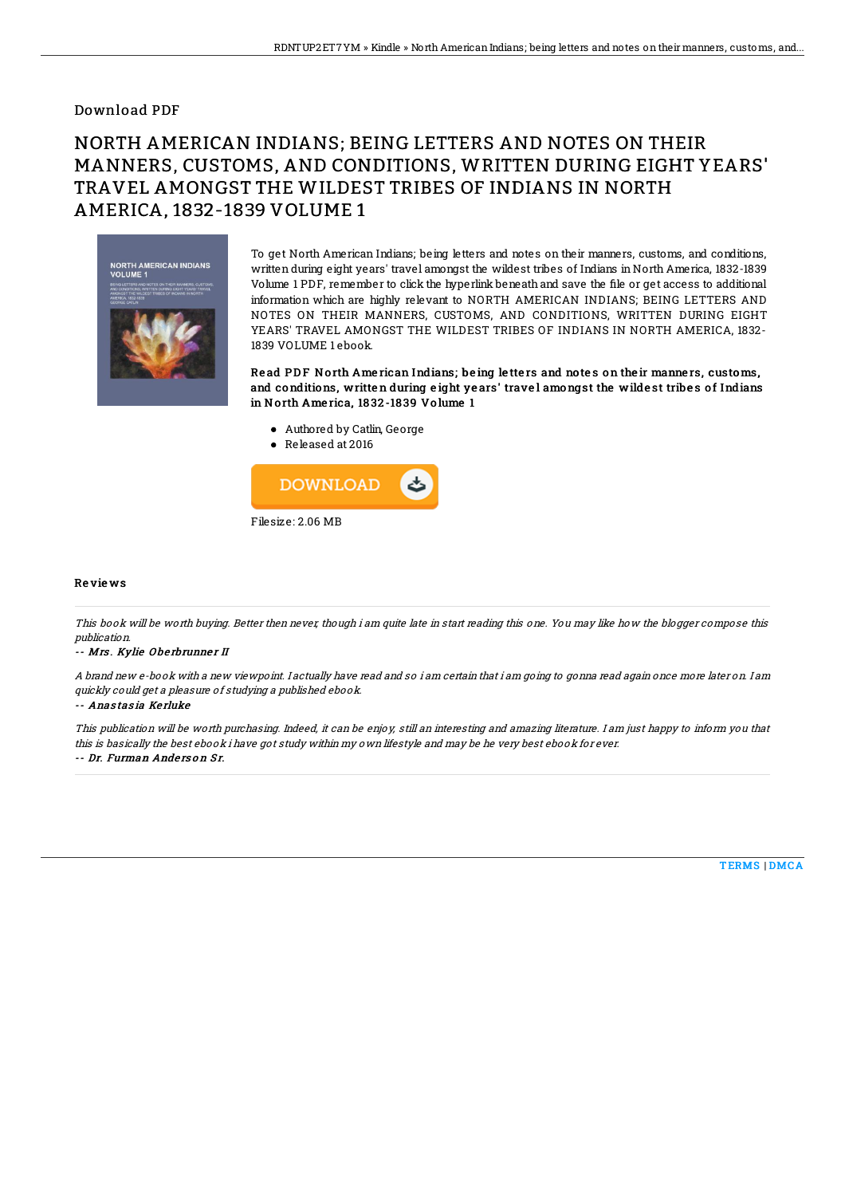Download PDF

# NORTH AMERICAN INDIANS; BEING LETTERS AND NOTES ON THEIR MANNERS, CUSTOMS, AND CONDITIONS, WRITTEN DURING EIGHT YEARS' TRAVEL AMONGST THE WILDEST TRIBES OF INDIANS IN NORTH AMERICA, 1832-1839 VOLUME 1

To get North American Indians; being letters and notes on their manners, customs, and conditions, written during eight years' travel amongst the wildest tribes of Indians in North America, 1832-1839 Volume 1 PDF, remember to click the hyperlink beneath and save the file or get access to additional information which are highly relevant to NORTH AMERICAN INDIANS; BEING LETTERS AND NOTES ON THEIR MANNERS, CUSTOMS, AND CONDITIONS, WRITTEN DURING EIGHT YEARS' TRAVEL AMONGST THE WILDEST TRIBES OF INDIANS IN NORTH AMERICA, 1832-1839 VOLUME 1 ebook.

**Read PDF North American Indians; being letters and notes on their manners, customs, and conditions, written during eight years' travel amongst the wildest tribes of Indians in North America, 1832-1839 Volume 1**

- Authored by Catlin, George
- Released at 2016

Filesize: 2.06 MB

## Reviews

*This book will be worth buying. Better then never, though i am quite late in start reading this one. You may like how the blogger compose this publication.*

-- *Mrs. Kylie Oberbrunner II*

*A brand new e-book with a new viewpoint. I actually have read and so i am certain that i am going to gonna read again once more later on. I am quickly could get a pleasure of studying a published ebook.*

-- *Anastasia Kerluke*

*This publication will be worth purchasing. Indeed, it can be enjoy, still an interesting and amazing literature. I am just happy to inform you that this is basically the best ebook i have got study within my own lifestyle and may be he very best ebook for ever.*

-- *Dr. Furman Anderson Sr.*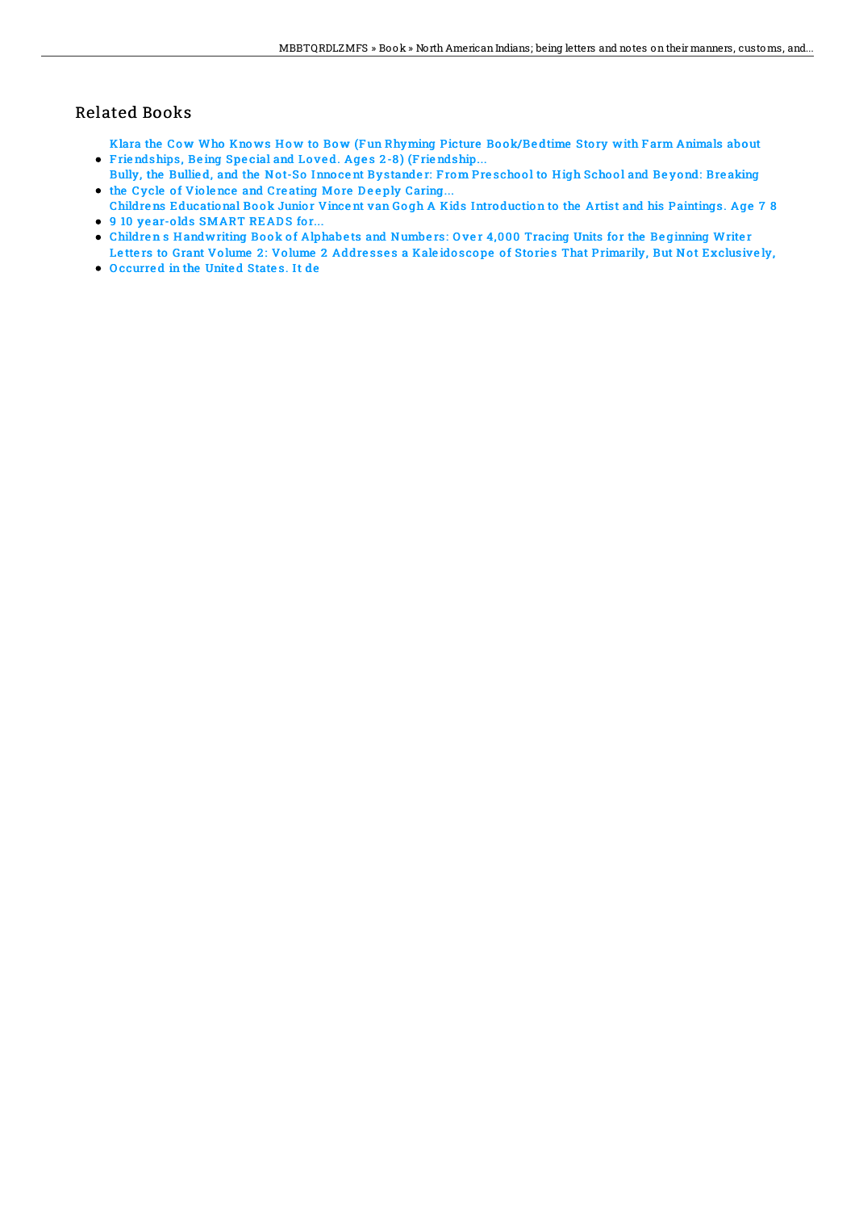## Related Books

- Klara the Cow Who Knows How to Bow (Fun Rhyming Picture Book/Bedtime Story with Farm Animals about Friendships, Being Special and Loved. Ages 2-8) (Friendship...
- Bully, the Bullied, and the Not-So Innocent Bystander: From Preschool to High School and Beyond: Breaking the Cycle of Violence and Creating More Deeply Caring...
- Childrens Educational Book Junior Vincent van Gogh A Kids Introduction to the Artist and his Paintings. Age 7 8 9 10 year-olds SMART READS for...
- Children s Handwriting Book of Alphabets and Numbers: Over 4,000 Tracing Units for the Beginning Writer
- Letters to Grant Volume 2: Volume 2 Addresses a Kaleidoscope of Stories That Primarily, But Not Exclusively, Occurred in the United States. It de